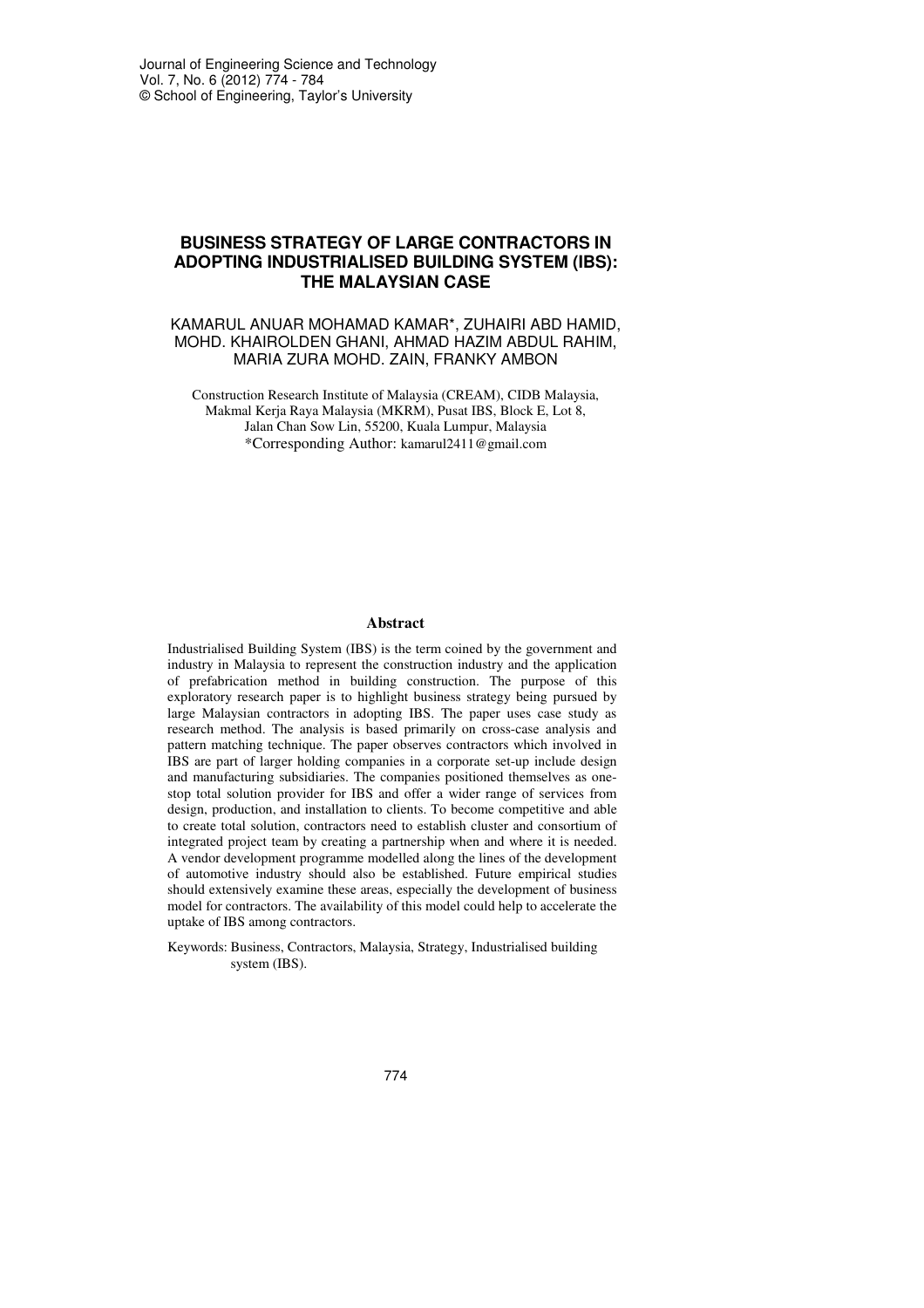# BUSINESS STRATEGY OF LARGE CONTRACTORS IN ADOPTING INDUSTRIALISED BUILDING SYSTEM (IBS): THE MALAYSIAN CASE

KAMARUL ANUAR MOHAMAD KAMAR*, ZUHAIRI ABD HAMID, MOHD. KHAIROLDEN GHANI, AHMAD HAZIM ABDUL RAHIM, MARIA ZURA MOHD. ZAIN, FRANKY AMBON

Construction Research Institute of Malaysia (CREAM), CIDB Malaysia, Makmal Kerja Raya Malaysia (MKRM), Pusat IBS, Block E, Lot 8, Jalan Chan Sow Lin, 55200, Kuala Lumpur, Malaysia

*Corresponding Author: kamarul2411@gmail.com

## Abstract

Industrialised Building System (IBS) is the term coined by the government and industry in Malaysia to represent the construction industry and the application of prefabrication method in building construction. The purpose of this exploratory research paper is to highlight business strategy being pursued by large Malaysian contractors in adopting IBS. The paper uses case study as research method. The analysis is based primarily on cross-case analysis and pattern matching technique. The paper observes contractors which involved in IBS are part of larger holding companies in a corporate set-up include design and manufacturing subsidiaries. The companies positioned themselves as one-stop total solution provider for IBS and offer a wider range of services from design, production, and installation to clients. To become competitive and able to create total solution, contractors need to establish cluster and consortium of integrated project team by creating a partnership when and where it is needed. A vendor development programme modelled along the lines of the development of automotive industry should also be established. Future empirical studies should extensively examine these areas, especially the development of business model for contractors. The availability of this model could help to accelerate the uptake of IBS among contractors.

Keywords: Business, Contractors, Malaysia, Strategy, Industrialised building system (IBS).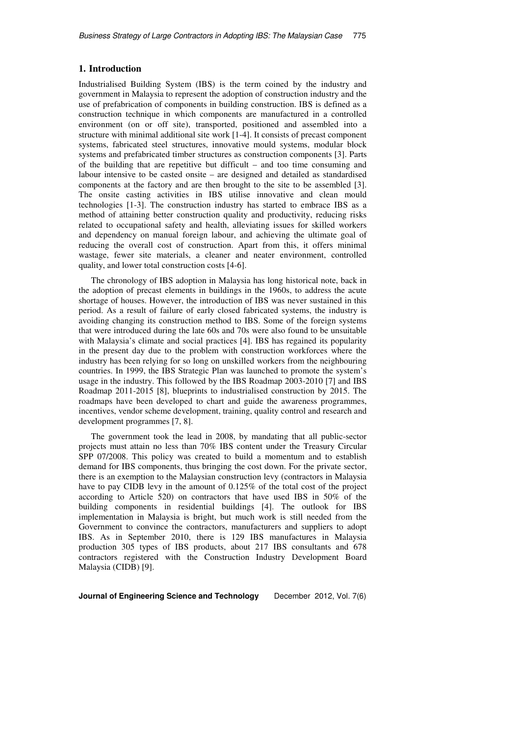## 1. Introduction

Industrialised Building System (IBS) is the term coined by the industry and government in Malaysia to represent the adoption of construction industry and the use of prefabrication of components in building construction. IBS is defined as a construction technique in which components are manufactured in a controlled environment (on or off site), transported, positioned and assembled into a structure with minimal additional site work [1-4]. It consists of precast component systems, fabricated steel structures, innovative mould systems, modular block systems and prefabricated timber structures as construction components [3]. Parts of the building that are repetitive but difficult – and too time consuming and labour intensive to be casted onsite – are designed and detailed as standardised components at the factory and are then brought to the site to be assembled [3]. The onsite casting activities in IBS utilise innovative and clean mould technologies [1-3]. The construction industry has started to embrace IBS as a method of attaining better construction quality and productivity, reducing risks related to occupational safety and health, alleviating issues for skilled workers and dependency on manual foreign labour, and achieving the ultimate goal of reducing the overall cost of construction. Apart from this, it offers minimal wastage, fewer site materials, a cleaner and neater environment, controlled quality, and lower total construction costs [4-6].

The chronology of IBS adoption in Malaysia has long historical note, back in the adoption of precast elements in buildings in the 1960s, to address the acute shortage of houses. However, the introduction of IBS was never sustained in this period. As a result of failure of early closed fabricated systems, the industry is avoiding changing its construction method to IBS. Some of the foreign systems that were introduced during the late 60s and 70s were also found to be unsuitable with Malaysia's climate and social practices [4]. IBS has regained its popularity in the present day due to the problem with construction workforces where the industry has been relying for so long on unskilled workers from the neighbouring countries. In 1999, the IBS Strategic Plan was launched to promote the system's usage in the industry. This followed by the IBS Roadmap 2003-2010 [7] and IBS Roadmap 2011-2015 [8], blueprints to industrialised construction by 2015. The roadmaps have been developed to chart and guide the awareness programmes, incentives, vendor scheme development, training, quality control and research and development programmes [7, 8].

The government took the lead in 2008, by mandating that all public-sector projects must attain no less than 70% IBS content under the Treasury Circular SPP 07/2008. This policy was created to build a momentum and to establish demand for IBS components, thus bringing the cost down. For the private sector, there is an exemption to the Malaysian construction levy (contractors in Malaysia have to pay CIDB levy in the amount of 0.125% of the total cost of the project according to Article 520) on contractors that have used IBS in 50% of the building components in residential buildings [4]. The outlook for IBS implementation in Malaysia is bright, but much work is still needed from the Government to convince the contractors, manufacturers and suppliers to adopt IBS. As in September 2010, there is 129 IBS manufactures in Malaysia production 305 types of IBS products, about 217 IBS consultants and 678 contractors registered with the Construction Industry Development Board Malaysia (CIDB) [9].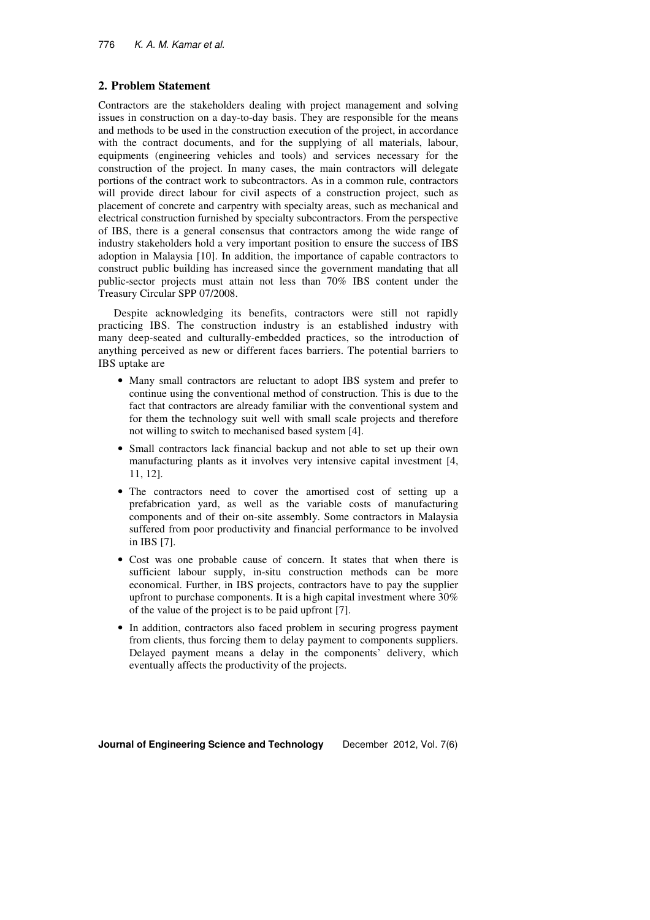## 2. Problem Statement

Contractors are the stakeholders dealing with project management and solving issues in construction on a day-to-day basis. They are responsible for the means and methods to be used in the construction execution of the project, in accordance with the contract documents, and for the supplying of all materials, labour, equipments (engineering vehicles and tools) and services necessary for the construction of the project. In many cases, the main contractors will delegate portions of the contract work to subcontractors. As in a common rule, contractors will provide direct labour for civil aspects of a construction project, such as placement of concrete and carpentry with specialty areas, such as mechanical and electrical construction furnished by specialty subcontractors. From the perspective of IBS, there is a general consensus that contractors among the wide range of industry stakeholders hold a very important position to ensure the success of IBS adoption in Malaysia [10]. In addition, the importance of capable contractors to construct public building has increased since the government mandating that all public-sector projects must attain not less than 70% IBS content under the Treasury Circular SPP 07/2008.

Despite acknowledging its benefits, contractors were still not rapidly practicing IBS. The construction industry is an established industry with many deep-seated and culturally-embedded practices, so the introduction of anything perceived as new or different faces barriers. The potential barriers to IBS uptake are

- Many small contractors are reluctant to adopt IBS system and prefer to continue using the conventional method of construction. This is due to the fact that contractors are already familiar with the conventional system and for them the technology suit well with small scale projects and therefore not willing to switch to mechanised based system [4].
- Small contractors lack financial backup and not able to set up their own manufacturing plants as it involves very intensive capital investment [4, 11, 12].
- The contractors need to cover the amortised cost of setting up a prefabrication yard, as well as the variable costs of manufacturing components and of their on-site assembly. Some contractors in Malaysia suffered from poor productivity and financial performance to be involved in IBS [7].
- Cost was one probable cause of concern. It states that when there is sufficient labour supply, in-situ construction methods can be more economical. Further, in IBS projects, contractors have to pay the supplier upfront to purchase components. It is a high capital investment where 30% of the value of the project is to be paid upfront [7].
- In addition, contractors also faced problem in securing progress payment from clients, thus forcing them to delay payment to components suppliers. Delayed payment means a delay in the components' delivery, which eventually affects the productivity of the projects.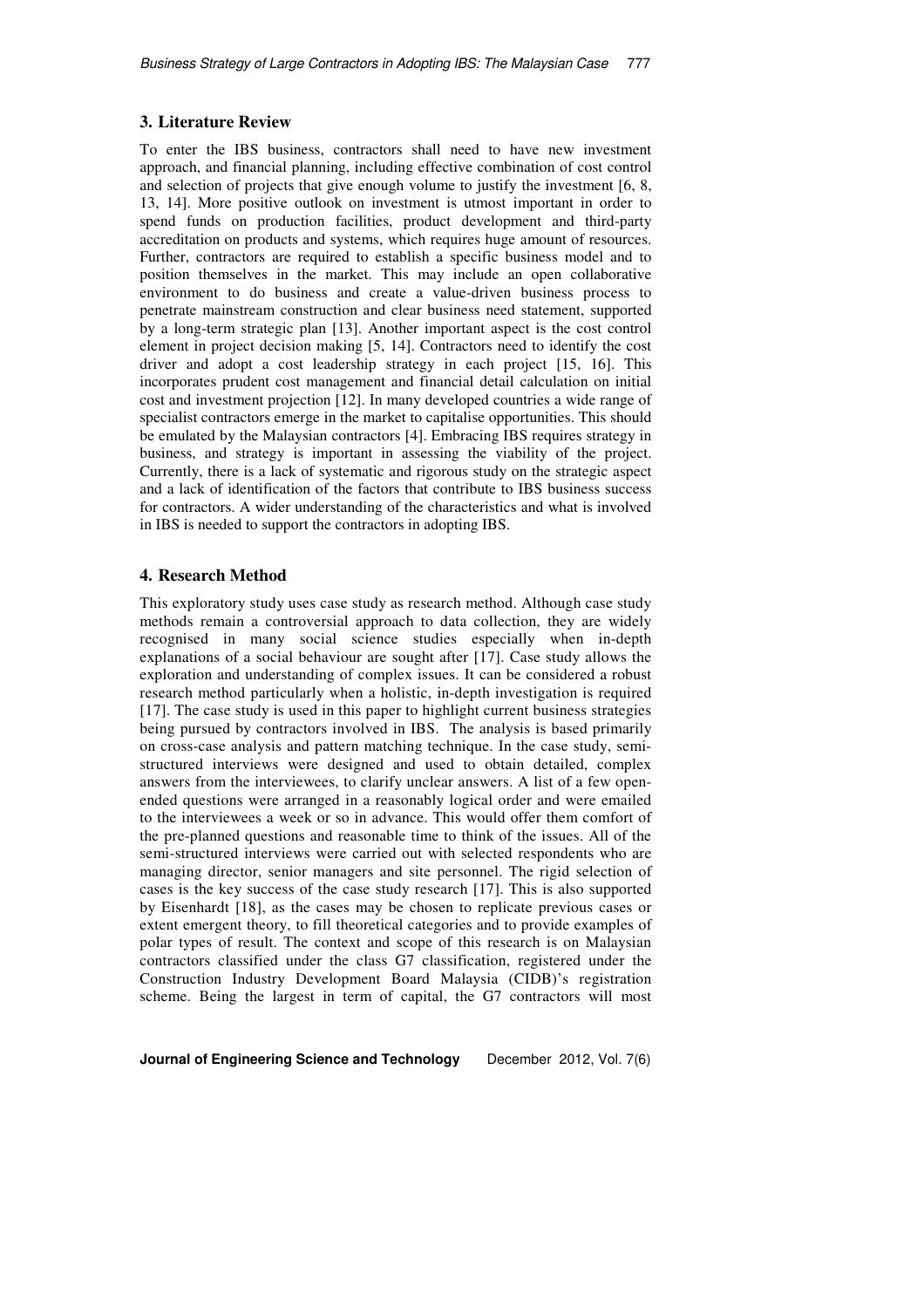## 3. Literature Review

To enter the IBS business, contractors shall need to have new investment approach, and financial planning, including effective combination of cost control and selection of projects that give enough volume to justify the investment [6, 8, 13, 14]. More positive outlook on investment is utmost important in order to spend funds on production facilities, product development and third-party accreditation on products and systems, which requires huge amount of resources. Further, contractors are required to establish a specific business model and to position themselves in the market. This may include an open collaborative environment to do business and create a value-driven business process to penetrate mainstream construction and clear business need statement, supported by a long-term strategic plan [13]. Another important aspect is the cost control element in project decision making [5, 14]. Contractors need to identify the cost driver and adopt a cost leadership strategy in each project [15, 16]. This incorporates prudent cost management and financial detail calculation on initial cost and investment projection [12]. In many developed countries a wide range of specialist contractors emerge in the market to capitalise opportunities. This should be emulated by the Malaysian contractors [4]. Embracing IBS requires strategy in business, and strategy is important in assessing the viability of the project. Currently, there is a lack of systematic and rigorous study on the strategic aspect and a lack of identification of the factors that contribute to IBS business success for contractors. A wider understanding of the characteristics and what is involved in IBS is needed to support the contractors in adopting IBS.

## 4. Research Method

This exploratory study uses case study as research method. Although case study methods remain a controversial approach to data collection, they are widely recognised in many social science studies especially when in-depth explanations of a social behaviour are sought after [17]. Case study allows the exploration and understanding of complex issues. It can be considered a robust research method particularly when a holistic, in-depth investigation is required [17]. The case study is used in this paper to highlight current business strategies being pursued by contractors involved in IBS. The analysis is based primarily on cross-case analysis and pattern matching technique. In the case study, semi-structured interviews were designed and used to obtain detailed, complex answers from the interviewees, to clarify unclear answers. A list of a few open-ended questions were arranged in a reasonably logical order and were emailed to the interviewees a week or so in advance. This would offer them comfort of the pre-planned questions and reasonable time to think of the issues. All of the semi-structured interviews were carried out with selected respondents who are managing director, senior managers and site personnel. The rigid selection of cases is the key success of the case study research [17]. This is also supported by Eisenhardt [18], as the cases may be chosen to replicate previous cases or extent emergent theory, to fill theoretical categories and to provide examples of polar types of result. The context and scope of this research is on Malaysian contractors classified under the class G7 classification, registered under the Construction Industry Development Board Malaysia (CIDB)'s registration scheme. Being the largest in term of capital, the G7 contractors will most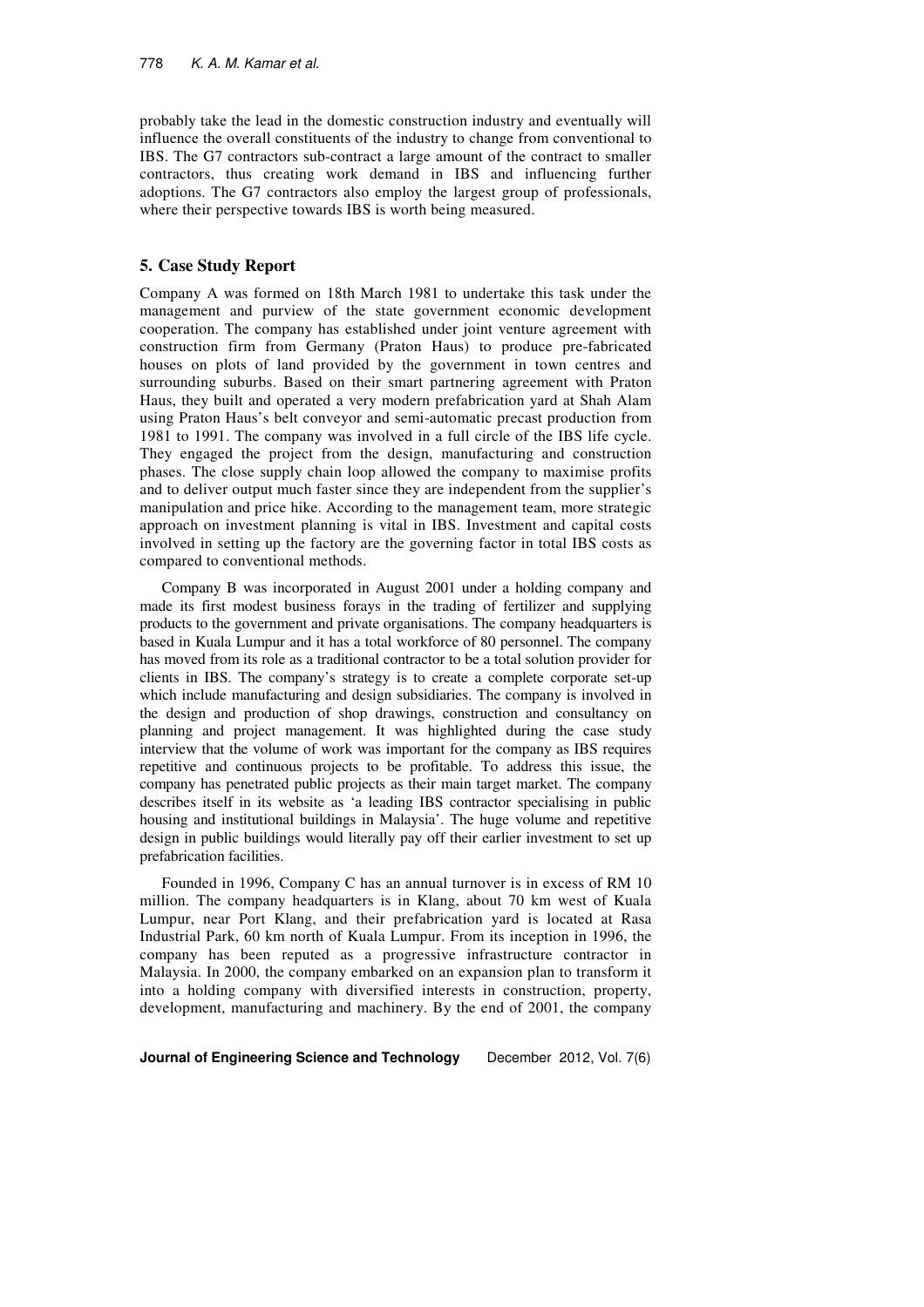probably take the lead in the domestic construction industry and eventually will influence the overall constituents of the industry to change from conventional to IBS. The G7 contractors sub-contract a large amount of the contract to smaller contractors, thus creating work demand in IBS and influencing further adoptions. The G7 contractors also employ the largest group of professionals, where their perspective towards IBS is worth being measured.

## 5. Case Study Report

Company A was formed on 18th March 1981 to undertake this task under the management and purview of the state government economic development cooperation. The company has established under joint venture agreement with construction firm from Germany (Praton Haus) to produce pre-fabricated houses on plots of land provided by the government in town centres and surrounding suburbs. Based on their smart partnering agreement with Praton Haus, they built and operated a very modern prefabrication yard at Shah Alam using Praton Haus's belt conveyor and semi-automatic precast production from 1981 to 1991. The company was involved in a full circle of the IBS life cycle. They engaged the project from the design, manufacturing and construction phases. The close supply chain loop allowed the company to maximise profits and to deliver output much faster since they are independent from the supplier's manipulation and price hike. According to the management team, more strategic approach on investment planning is vital in IBS. Investment and capital costs involved in setting up the factory are the governing factor in total IBS costs as compared to conventional methods.

Company B was incorporated in August 2001 under a holding company and made its first modest business forays in the trading of fertilizer and supplying products to the government and private organisations. The company headquarters is based in Kuala Lumpur and it has a total workforce of 80 personnel. The company has moved from its role as a traditional contractor to be a total solution provider for clients in IBS. The company's strategy is to create a complete corporate set-up which include manufacturing and design subsidiaries. The company is involved in the design and production of shop drawings, construction and consultancy on planning and project management. It was highlighted during the case study interview that the volume of work was important for the company as IBS requires repetitive and continuous projects to be profitable. To address this issue, the company has penetrated public projects as their main target market. The company describes itself in its website as 'a leading IBS contractor specialising in public housing and institutional buildings in Malaysia'. The huge volume and repetitive design in public buildings would literally pay off their earlier investment to set up prefabrication facilities.

Founded in 1996, Company C has an annual turnover is in excess of RM 10 million. The company headquarters is in Klang, about 70 km west of Kuala Lumpur, near Port Klang, and their prefabrication yard is located at Rasa Industrial Park, 60 km north of Kuala Lumpur. From its inception in 1996, the company has been reputed as a progressive infrastructure contractor in Malaysia. In 2000, the company embarked on an expansion plan to transform it into a holding company with diversified interests in construction, property, development, manufacturing and machinery. By the end of 2001, the company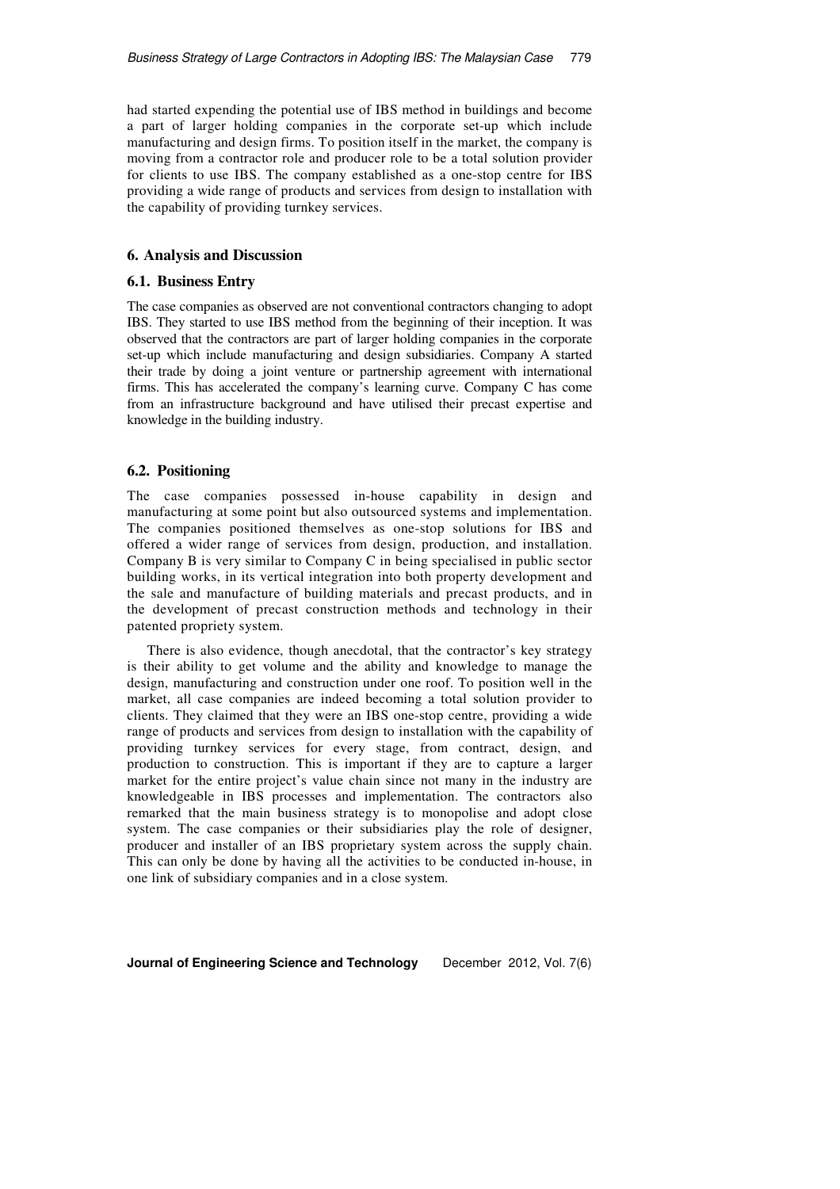had started expending the potential use of IBS method in buildings and become a part of larger holding companies in the corporate set-up which include manufacturing and design firms. To position itself in the market, the company is moving from a contractor role and producer role to be a total solution provider for clients to use IBS. The company established as a one-stop centre for IBS providing a wide range of products and services from design to installation with the capability of providing turnkey services.

## 6. Analysis and Discussion

### 6.1. Business Entry

The case companies as observed are not conventional contractors changing to adopt IBS. They started to use IBS method from the beginning of their inception. It was observed that the contractors are part of larger holding companies in the corporate set-up which include manufacturing and design subsidiaries. Company A started their trade by doing a joint venture or partnership agreement with international firms. This has accelerated the company's learning curve. Company C has come from an infrastructure background and have utilised their precast expertise and knowledge in the building industry.

### 6.2. Positioning

The case companies possessed in-house capability in design and manufacturing at some point but also outsourced systems and implementation. The companies positioned themselves as one-stop solutions for IBS and offered a wider range of services from design, production, and installation. Company B is very similar to Company C in being specialised in public sector building works, in its vertical integration into both property development and the sale and manufacture of building materials and precast products, and in the development of precast construction methods and technology in their patented propriety system.

There is also evidence, though anecdotal, that the contractor's key strategy is their ability to get volume and the ability and knowledge to manage the design, manufacturing and construction under one roof. To position well in the market, all case companies are indeed becoming a total solution provider to clients. They claimed that they were an IBS one-stop centre, providing a wide range of products and services from design to installation with the capability of providing turnkey services for every stage, from contract, design, and production to construction. This is important if they are to capture a larger market for the entire project's value chain since not many in the industry are knowledgeable in IBS processes and implementation. The contractors also remarked that the main business strategy is to monopolise and adopt close system. The case companies or their subsidiaries play the role of designer, producer and installer of an IBS proprietary system across the supply chain. This can only be done by having all the activities to be conducted in-house, in one link of subsidiary companies and in a close system.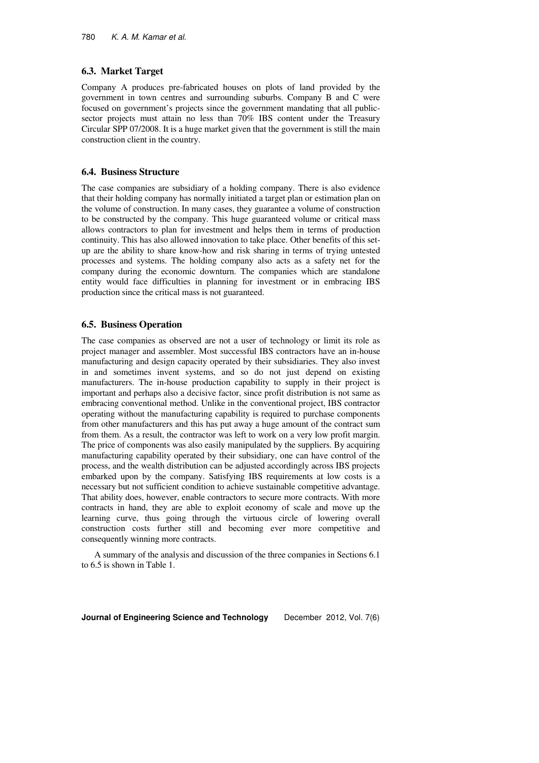### 6.3. Market Target

Company A produces pre-fabricated houses on plots of land provided by the government in town centres and surrounding suburbs. Company B and C were focused on government's projects since the government mandating that all public-sector projects must attain no less than 70% IBS content under the Treasury Circular SPP 07/2008. It is a huge market given that the government is still the main construction client in the country.

### 6.4. Business Structure

The case companies are subsidiary of a holding company. There is also evidence that their holding company has normally initiated a target plan or estimation plan on the volume of construction. In many cases, they guarantee a volume of construction to be constructed by the company. This huge guaranteed volume or critical mass allows contractors to plan for investment and helps them in terms of production continuity. This has also allowed innovation to take place. Other benefits of this set-up are the ability to share know-how and risk sharing in terms of trying untested processes and systems. The holding company also acts as a safety net for the company during the economic downturn. The companies which are standalone entity would face difficulties in planning for investment or in embracing IBS production since the critical mass is not guaranteed.

### 6.5. Business Operation

The case companies as observed are not a user of technology or limit its role as project manager and assembler. Most successful IBS contractors have an in-house manufacturing and design capacity operated by their subsidiaries. They also invest in and sometimes invent systems, and so do not just depend on existing manufacturers. The in-house production capability to supply in their project is important and perhaps also a decisive factor, since profit distribution is not same as embracing conventional method. Unlike in the conventional project, IBS contractor operating without the manufacturing capability is required to purchase components from other manufacturers and this has put away a huge amount of the contract sum from them. As a result, the contractor was left to work on a very low profit margin. The price of components was also easily manipulated by the suppliers. By acquiring manufacturing capability operated by their subsidiary, one can have control of the process, and the wealth distribution can be adjusted accordingly across IBS projects embarked upon by the company. Satisfying IBS requirements at low costs is a necessary but not sufficient condition to achieve sustainable competitive advantage. That ability does, however, enable contractors to secure more contracts. With more contracts in hand, they are able to exploit economy of scale and move up the learning curve, thus going through the virtuous circle of lowering overall construction costs further still and becoming ever more competitive and consequently winning more contracts.

A summary of the analysis and discussion of the three companies in Sections 6.1 to 6.5 is shown in Table 1.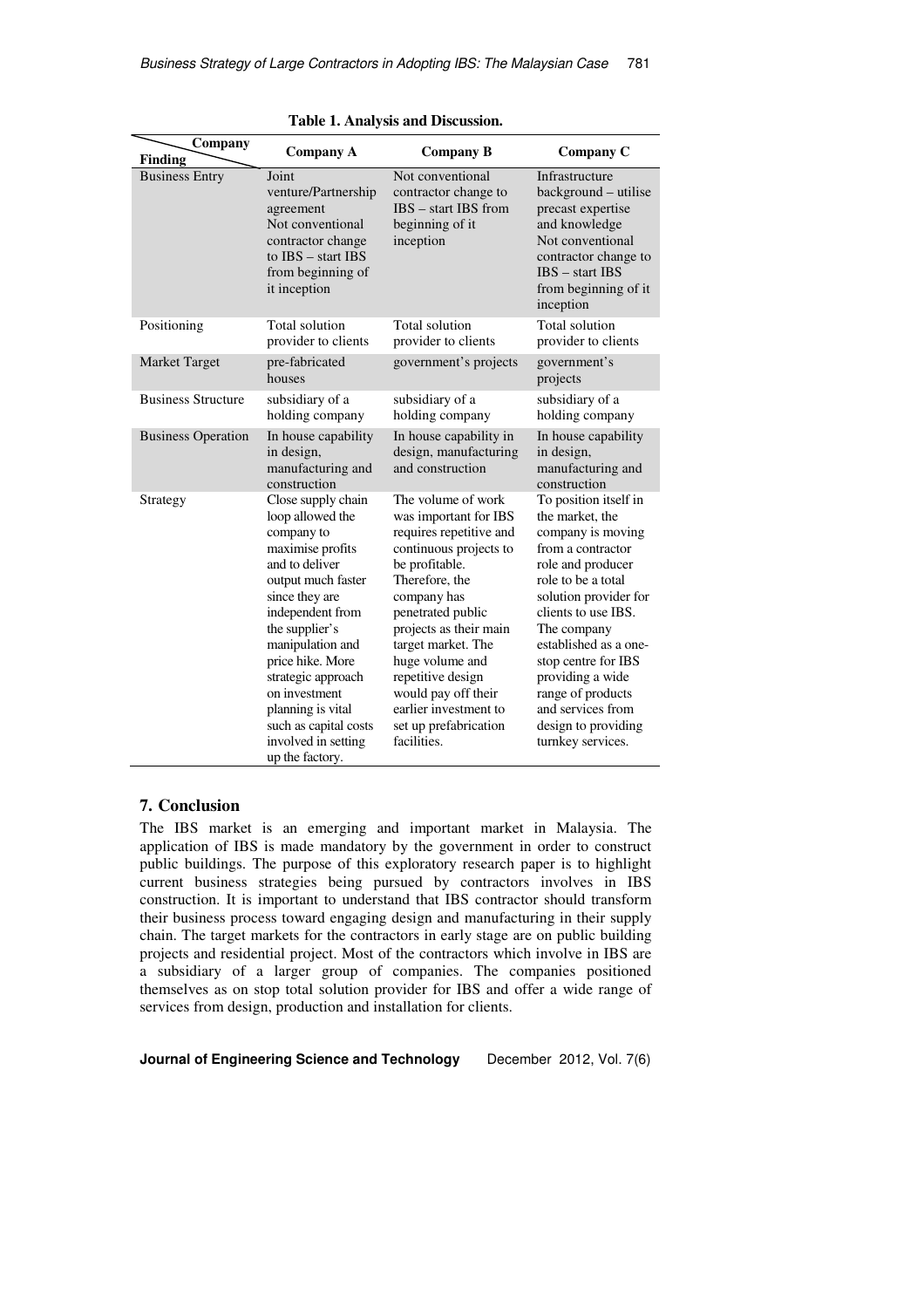**Table 1. Analysis and Discussion.**

| Finding / Company | Company A | Company B | Company C |
|---|---|---|---|
| Business Entry | Joint venture/Partnership agreement Not conventional contractor change to IBS – start IBS from beginning of it inception | Not conventional contractor change to IBS – start IBS from beginning of it inception | Infrastructure background – utilise precast expertise and knowledge Not conventional contractor change to IBS – start IBS from beginning of it inception |
| Positioning | Total solution provider to clients | Total solution provider to clients | Total solution provider to clients |
| Market Target | pre-fabricated houses | government's projects | government's projects |
| Business Structure | subsidiary of a holding company | subsidiary of a holding company | subsidiary of a holding company |
| Business Operation | In house capability in design, manufacturing and construction | In house capability in design, manufacturing and construction | In house capability in design, manufacturing and construction |
| Strategy | Close supply chain loop allowed the company to maximise profits and to deliver output much faster since they are independent from the supplier's manipulation and price hike. More strategic approach on investment planning is vital such as capital costs involved in setting up the factory. | The volume of work was important for IBS requires repetitive and continuous projects to be profitable. Therefore, the company has penetrated public projects as their main target market. The huge volume and repetitive design would pay off their earlier investment to set up prefabrication facilities. | To position itself in the market, the company is moving from a contractor role and producer role to be a total solution provider for clients to use IBS. The company established as a one-stop centre for IBS providing a wide range of products and services from design to providing turnkey services. |

## 7. Conclusion

The IBS market is an emerging and important market in Malaysia. The application of IBS is made mandatory by the government in order to construct public buildings. The purpose of this exploratory research paper is to highlight current business strategies being pursued by contractors involves in IBS construction. It is important to understand that IBS contractor should transform their business process toward engaging design and manufacturing in their supply chain. The target markets for the contractors in early stage are on public building projects and residential project. Most of the contractors which involve in IBS are a subsidiary of a larger group of companies. The companies positioned themselves as on stop total solution provider for IBS and offer a wide range of services from design, production and installation for clients.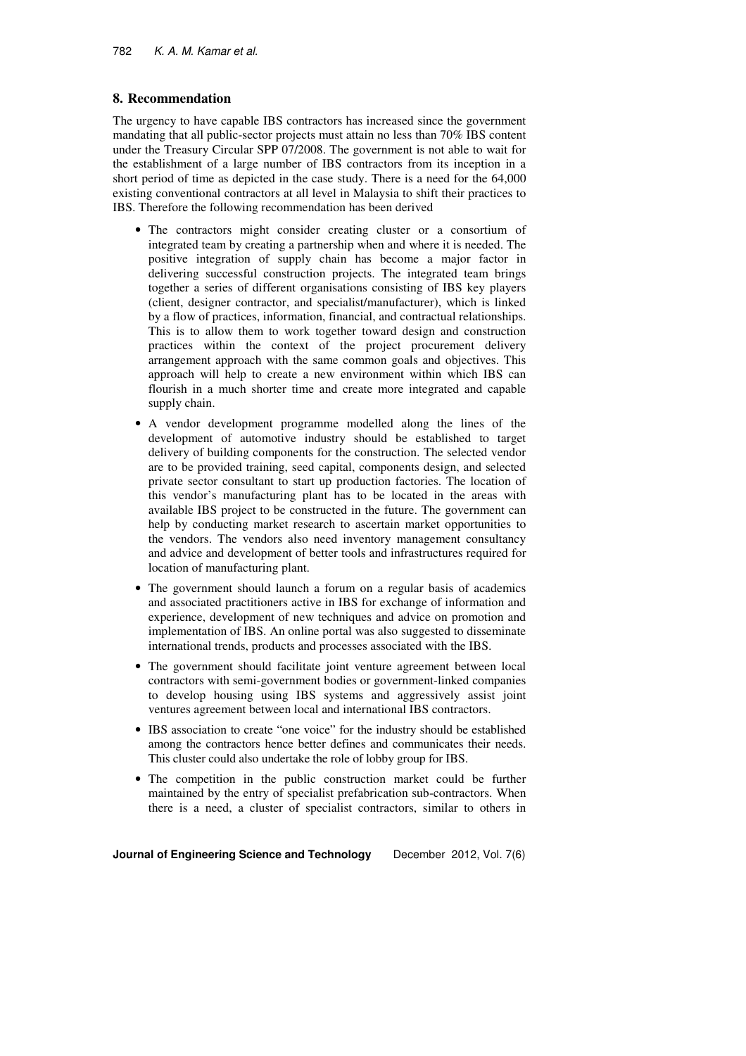## 8. Recommendation

The urgency to have capable IBS contractors has increased since the government mandating that all public-sector projects must attain no less than 70% IBS content under the Treasury Circular SPP 07/2008. The government is not able to wait for the establishment of a large number of IBS contractors from its inception in a short period of time as depicted in the case study. There is a need for the 64,000 existing conventional contractors at all level in Malaysia to shift their practices to IBS. Therefore the following recommendation has been derived

- The contractors might consider creating cluster or a consortium of integrated team by creating a partnership when and where it is needed. The positive integration of supply chain has become a major factor in delivering successful construction projects. The integrated team brings together a series of different organisations consisting of IBS key players (client, designer contractor, and specialist/manufacturer), which is linked by a flow of practices, information, financial, and contractual relationships. This is to allow them to work together toward design and construction practices within the context of the project procurement delivery arrangement approach with the same common goals and objectives. This approach will help to create a new environment within which IBS can flourish in a much shorter time and create more integrated and capable supply chain.
- A vendor development programme modelled along the lines of the development of automotive industry should be established to target delivery of building components for the construction. The selected vendor are to be provided training, seed capital, components design, and selected private sector consultant to start up production factories. The location of this vendor's manufacturing plant has to be located in the areas with available IBS project to be constructed in the future. The government can help by conducting market research to ascertain market opportunities to the vendors. The vendors also need inventory management consultancy and advice and development of better tools and infrastructures required for location of manufacturing plant.
- The government should launch a forum on a regular basis of academics and associated practitioners active in IBS for exchange of information and experience, development of new techniques and advice on promotion and implementation of IBS. An online portal was also suggested to disseminate international trends, products and processes associated with the IBS.
- The government should facilitate joint venture agreement between local contractors with semi-government bodies or government-linked companies to develop housing using IBS systems and aggressively assist joint ventures agreement between local and international IBS contractors.
- IBS association to create "one voice" for the industry should be established among the contractors hence better defines and communicates their needs. This cluster could also undertake the role of lobby group for IBS.
- The competition in the public construction market could be further maintained by the entry of specialist prefabrication sub-contractors. When there is a need, a cluster of specialist contractors, similar to others in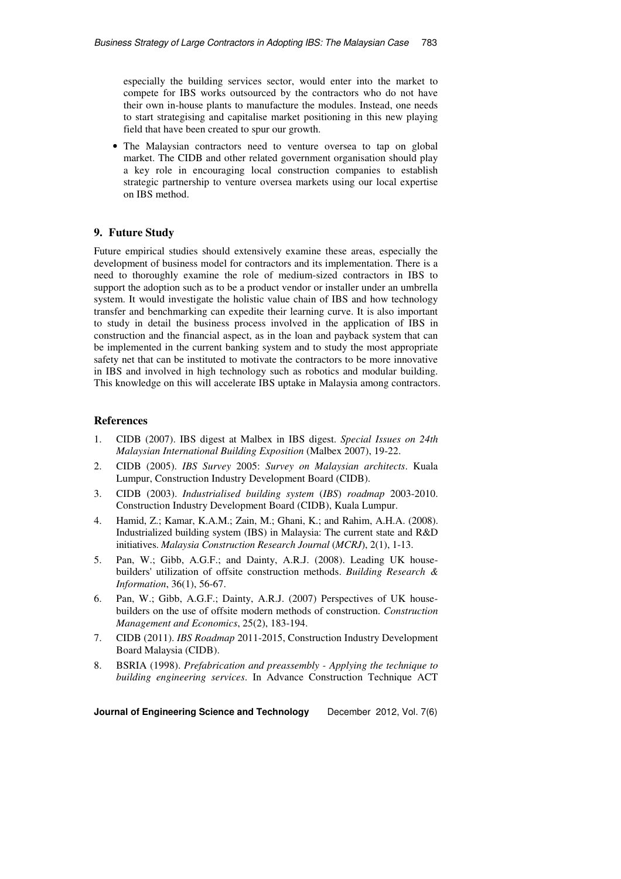especially the building services sector, would enter into the market to compete for IBS works outsourced by the contractors who do not have their own in-house plants to manufacture the modules. Instead, one needs to start strategising and capitalise market positioning in this new playing field that have been created to spur our growth.

- The Malaysian contractors need to venture oversea to tap on global market. The CIDB and other related government organisation should play a key role in encouraging local construction companies to establish strategic partnership to venture oversea markets using our local expertise on IBS method.

## 9. Future Study

Future empirical studies should extensively examine these areas, especially the development of business model for contractors and its implementation. There is a need to thoroughly examine the role of medium-sized contractors in IBS to support the adoption such as to be a product vendor or installer under an umbrella system. It would investigate the holistic value chain of IBS and how technology transfer and benchmarking can expedite their learning curve. It is also important to study in detail the business process involved in the application of IBS in construction and the financial aspect, as in the loan and payback system that can be implemented in the current banking system and to study the most appropriate safety net that can be instituted to motivate the contractors to be more innovative in IBS and involved in high technology such as robotics and modular building. This knowledge on this will accelerate IBS uptake in Malaysia among contractors.

## References

1. CIDB (2007). IBS digest at Malbex in IBS digest. *Special Issues on 24th Malaysian International Building Exposition* (Malbex 2007), 19-22.
2. CIDB (2005). *IBS Survey* 2005: *Survey on Malaysian architects*. Kuala Lumpur, Construction Industry Development Board (CIDB).
3. CIDB (2003). *Industrialised building system* (*IBS*) *roadmap* 2003-2010. Construction Industry Development Board (CIDB), Kuala Lumpur.
4. Hamid, Z.; Kamar, K.A.M.; Zain, M.; Ghani, K.; and Rahim, A.H.A. (2008). Industrialized building system (IBS) in Malaysia: The current state and R&D initiatives. *Malaysia Construction Research Journal* (*MCRJ*), 2(1), 1-13.
5. Pan, W.; Gibb, A.G.F.; and Dainty, A.R.J. (2008). Leading UK house-builders' utilization of offsite construction methods. *Building Research & Information*, 36(1), 56-67.
6. Pan, W.; Gibb, A.G.F.; Dainty, A.R.J. (2007) Perspectives of UK house-builders on the use of offsite modern methods of construction. *Construction Management and Economics*, 25(2), 183-194.
7. CIDB (2011). *IBS Roadmap* 2011-2015, Construction Industry Development Board Malaysia (CIDB).
8. BSRIA (1998). *Prefabrication and preassembly - Applying the technique to building engineering services*. In Advance Construction Technique ACT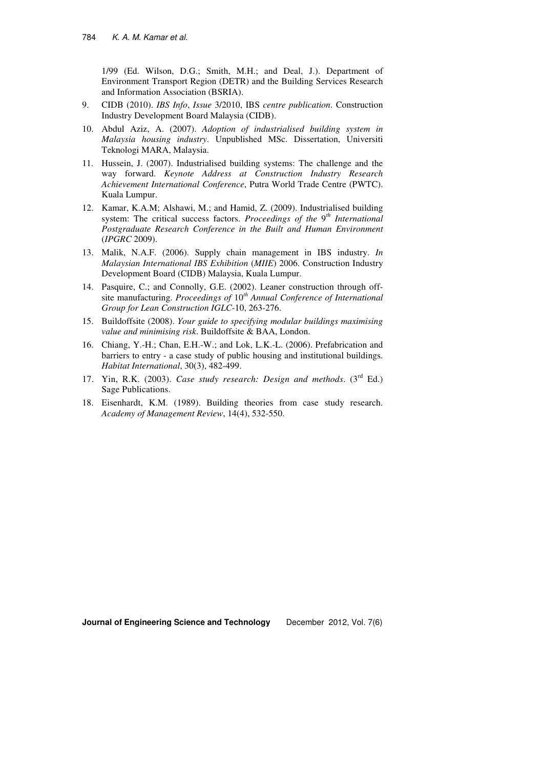1/99 (Ed. Wilson, D.G.; Smith, M.H.; and Deal, J.). Department of Environment Transport Region (DETR) and the Building Services Research and Information Association (BSRIA).

9. CIDB (2010). *IBS Info*, *Issue* 3/2010, IBS *centre publication*. Construction Industry Development Board Malaysia (CIDB).
10. Abdul Aziz, A. (2007). *Adoption of industrialised building system in Malaysia housing industry*. Unpublished MSc. Dissertation, Universiti Teknologi MARA, Malaysia.
11. Hussein, J. (2007). Industrialised building systems: The challenge and the way forward. *Keynote Address at Construction Industry Research Achievement International Conference*, Putra World Trade Centre (PWTC). Kuala Lumpur.
12. Kamar, K.A.M; Alshawi, M.; and Hamid, Z. (2009). Industrialised building system: The critical success factors. *Proceedings of the 9th International Postgraduate Research Conference in the Built and Human Environment* (*IPGRC* 2009).
13. Malik, N.A.F. (2006). Supply chain management in IBS industry. *In Malaysian International IBS Exhibition* (*MIIE*) 2006. Construction Industry Development Board (CIDB) Malaysia, Kuala Lumpur.
14. Pasquire, C.; and Connolly, G.E. (2002). Leaner construction through off-site manufacturing. *Proceedings of 10th Annual Conference of International Group for Lean Construction IGLC*-10, 263-276.
15. Buildoffsite (2008). *Your guide to specifying modular buildings maximising value and minimising risk*. Buildoffsite & BAA, London.
16. Chiang, Y.-H.; Chan, E.H.-W.; and Lok, L.K.-L. (2006). Prefabrication and barriers to entry - a case study of public housing and institutional buildings. *Habitat International*, 30(3), 482-499.
17. Yin, R.K. (2003). *Case study research: Design and methods*. (3rd Ed.) Sage Publications.
18. Eisenhardt, K.M. (1989). Building theories from case study research. *Academy of Management Review*, 14(4), 532-550.